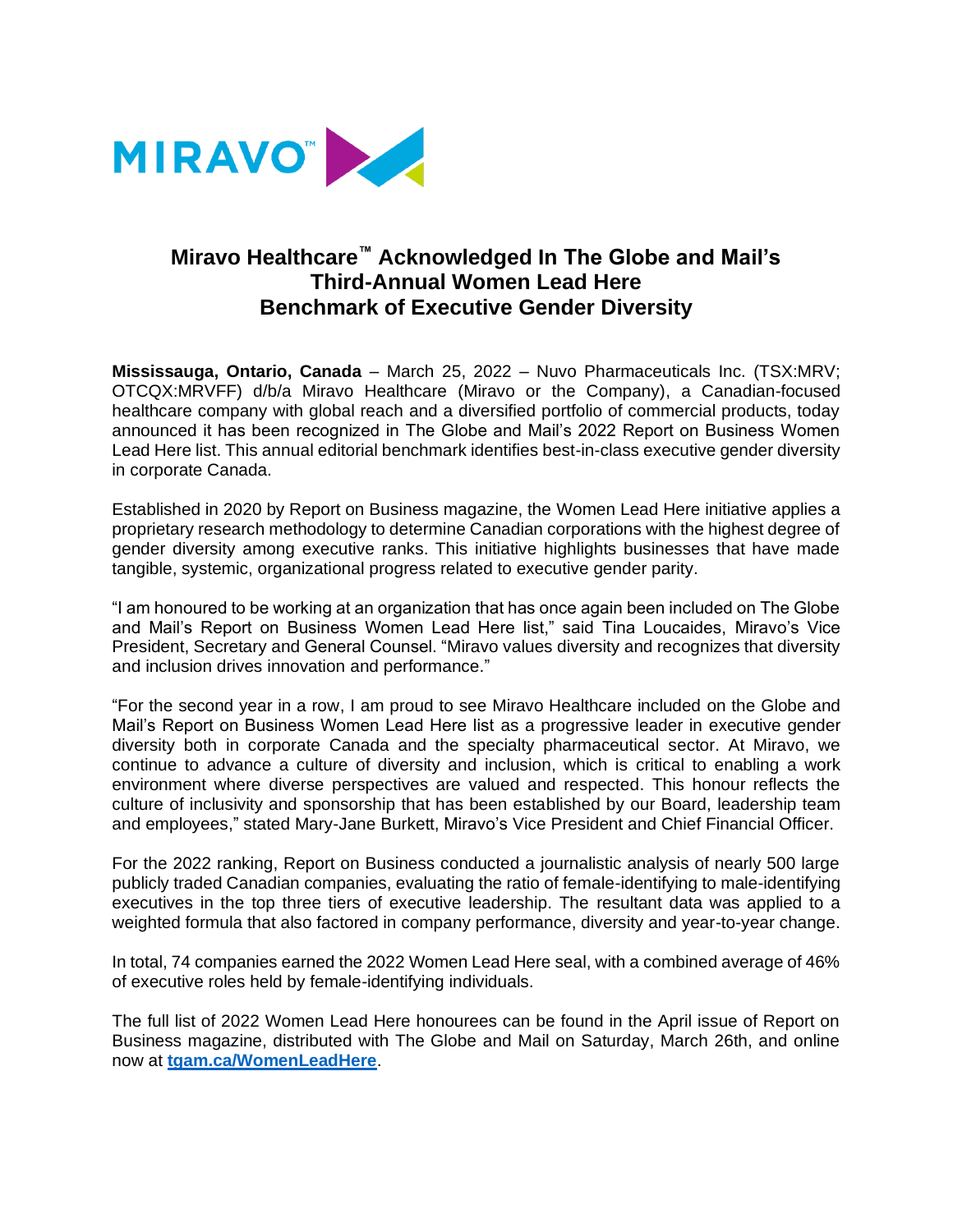MIRAVO™

# Miravo Healthcare™ Acknowledged In The Globe and Mail's Third-Annual Women Lead Here Benchmark of Executive Gender Diversity

**Mississauga, Ontario, Canada** – March 25, 2022 – Nuvo Pharmaceuticals Inc. (TSX:MRV; OTCQX:MRVFF) d/b/a Miravo Healthcare (Miravo or the Company), a Canadian-focused healthcare company with global reach and a diversified portfolio of commercial products, today announced it has been recognized in The Globe and Mail's 2022 Report on Business Women Lead Here list. This annual editorial benchmark identifies best-in-class executive gender diversity in corporate Canada.

Established in 2020 by Report on Business magazine, the Women Lead Here initiative applies a proprietary research methodology to determine Canadian corporations with the highest degree of gender diversity among executive ranks. This initiative highlights businesses that have made tangible, systemic, organizational progress related to executive gender parity.

"I am honoured to be working at an organization that has once again been included on The Globe and Mail's Report on Business Women Lead Here list," said Tina Loucaides, Miravo's Vice President, Secretary and General Counsel. "Miravo values diversity and recognizes that diversity and inclusion drives innovation and performance."

"For the second year in a row, I am proud to see Miravo Healthcare included on the Globe and Mail's Report on Business Women Lead Here list as a progressive leader in executive gender diversity both in corporate Canada and the specialty pharmaceutical sector. At Miravo, we continue to advance a culture of diversity and inclusion, which is critical to enabling a work environment where diverse perspectives are valued and respected. This honour reflects the culture of inclusivity and sponsorship that has been established by our Board, leadership team and employees," stated Mary-Jane Burkett, Miravo's Vice President and Chief Financial Officer.

For the 2022 ranking, Report on Business conducted a journalistic analysis of nearly 500 large publicly traded Canadian companies, evaluating the ratio of female-identifying to male-identifying executives in the top three tiers of executive leadership. The resultant data was applied to a weighted formula that also factored in company performance, diversity and year-to-year change.

In total, 74 companies earned the 2022 Women Lead Here seal, with a combined average of 46% of executive roles held by female-identifying individuals.

The full list of 2022 Women Lead Here honourees can be found in the April issue of Report on Business magazine, distributed with The Globe and Mail on Saturday, March 26th, and online now at **tgam.ca/WomenLeadHere**.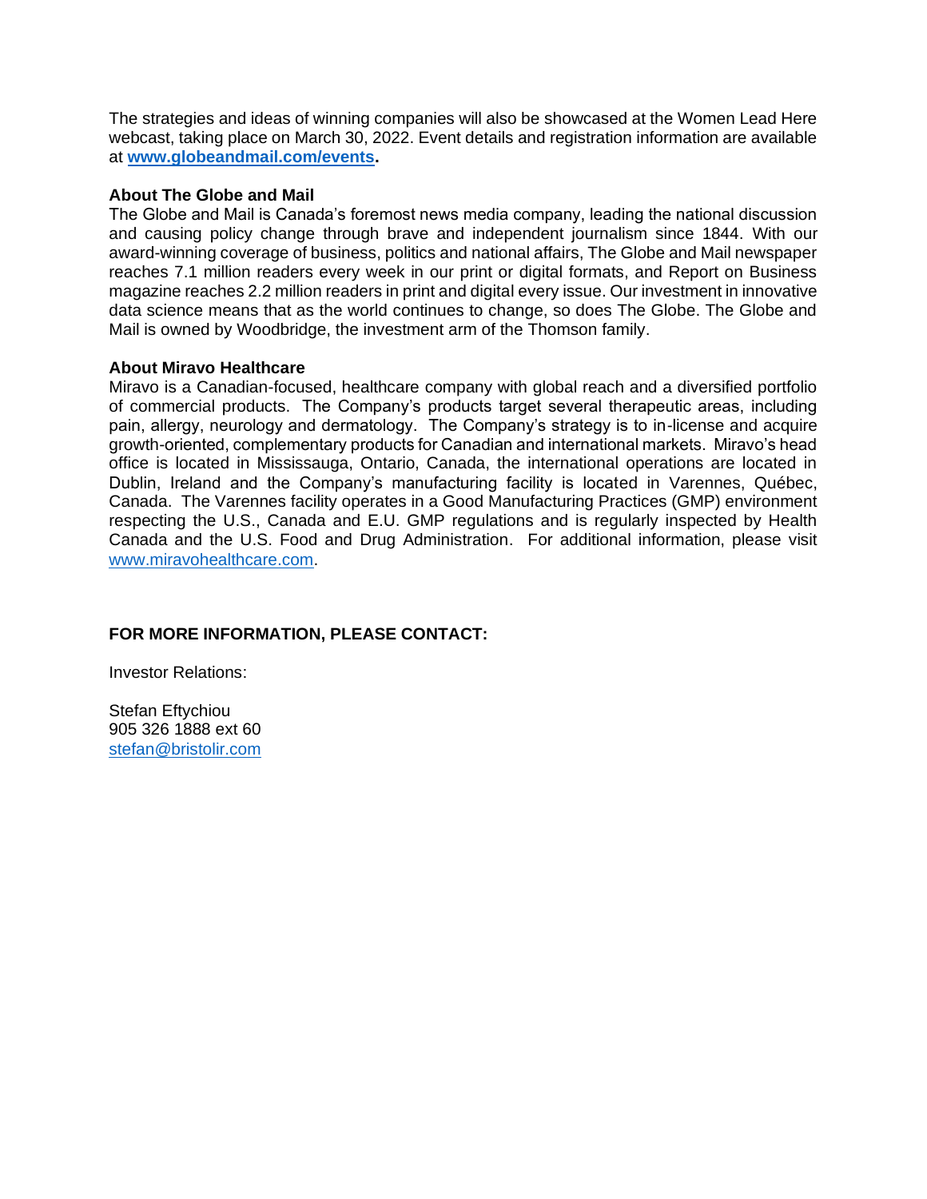The strategies and ideas of winning companies will also be showcased at the Women Lead Here webcast, taking place on March 30, 2022. Event details and registration information are available at **www.globeandmail.com/events.**

**About The Globe and Mail**
The Globe and Mail is Canada's foremost news media company, leading the national discussion and causing policy change through brave and independent journalism since 1844. With our award-winning coverage of business, politics and national affairs, The Globe and Mail newspaper reaches 7.1 million readers every week in our print or digital formats, and Report on Business magazine reaches 2.2 million readers in print and digital every issue. Our investment in innovative data science means that as the world continues to change, so does The Globe. The Globe and Mail is owned by Woodbridge, the investment arm of the Thomson family.

**About Miravo Healthcare**
Miravo is a Canadian-focused, healthcare company with global reach and a diversified portfolio of commercial products. The Company's products target several therapeutic areas, including pain, allergy, neurology and dermatology. The Company's strategy is to in-license and acquire growth-oriented, complementary products for Canadian and international markets. Miravo's head office is located in Mississauga, Ontario, Canada, the international operations are located in Dublin, Ireland and the Company's manufacturing facility is located in Varennes, Québec, Canada. The Varennes facility operates in a Good Manufacturing Practices (GMP) environment respecting the U.S., Canada and E.U. GMP regulations and is regularly inspected by Health Canada and the U.S. Food and Drug Administration. For additional information, please visit www.miravohealthcare.com.

**FOR MORE INFORMATION, PLEASE CONTACT:**

Investor Relations:

Stefan Eftychiou
905 326 1888 ext 60
stefan@bristolir.com